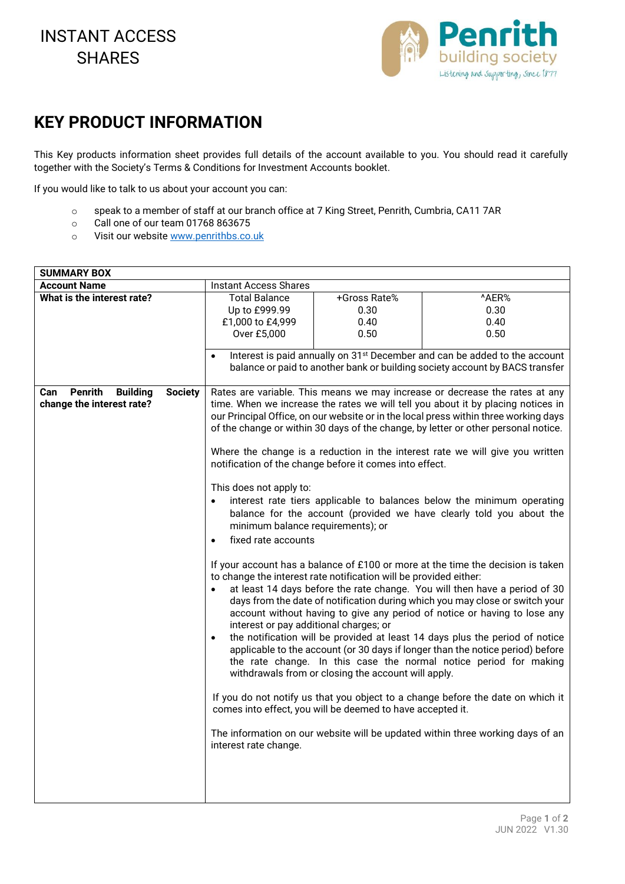# INSTANT ACCESS SHARES

Penrith building society
Listening and Supporting, Since 1877

## KEY PRODUCT INFORMATION

This Key products information sheet provides full details of the account available to you. You should read it carefully together with the Society's Terms & Conditions for Investment Accounts booklet.

If you would like to talk to us about your account you can:

- speak to a member of staff at our branch office at 7 King Street, Penrith, Cumbria, CA11 7AR
- Call one of our team 01768 863675
- Visit our website [www.penrithbs.co.uk](http://www.penrithbs.co.uk)

| SUMMARY BOX | | | |
|---|---|---|---|
| **Account Name** | Instant Access Shares | | |
| **What is the interest rate?** | Total Balance | +Gross Rate% | ^AER% |
| | Up to £999.99 | 0.30 | 0.30 |
| | £1,000 to £4,999 | 0.40 | 0.40 |
| | Over £5,000 | 0.50 | 0.50 |
| | • Interest is paid annually on 31st December and can be added to the account balance or paid to another bank or building society account by BACS transfer | | |
| **Can Penrith Building Society change the interest rate?** | Rates are variable. This means we may increase or decrease the rates at any time. When we increase the rates we will tell you about it by placing notices in our Principal Office, on our website or in the local press within three working days of the change or within 30 days of the change, by letter or other personal notice.<br><br>Where the change is a reduction in the interest rate we will give you written notification of the change before it comes into effect.<br><br>This does not apply to:<br>• interest rate tiers applicable to balances below the minimum operating balance for the account (provided we have clearly told you about the minimum balance requirements); or<br>• fixed rate accounts<br><br>If your account has a balance of £100 or more at the time the decision is taken to change the interest rate notification will be provided either:<br>• at least 14 days before the rate change. You will then have a period of 30 days from the date of notification during which you may close or switch your account without having to give any period of notice or having to lose any interest or pay additional charges; or<br>• the notification will be provided at least 14 days plus the period of notice applicable to the account (or 30 days if longer than the notice period) before the rate change. In this case the normal notice period for making withdrawals from or closing the account will apply.<br><br>If you do not notify us that you object to a change before the date on which it comes into effect, you will be deemed to have accepted it.<br><br>The information on our website will be updated within three working days of an interest rate change. | | |

JUN 2022 V1.30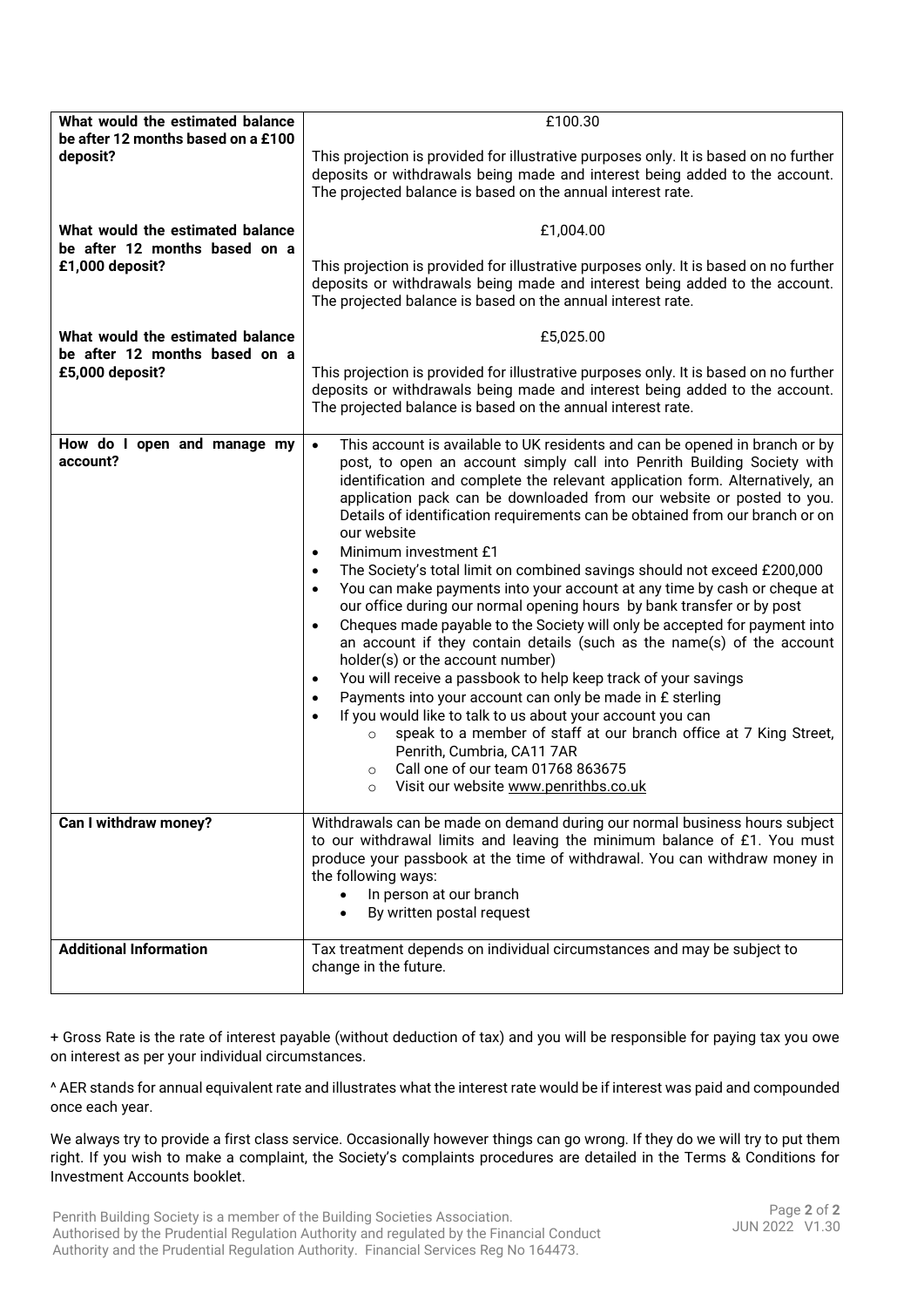| | |
|---|---|
| **What would the estimated balance be after 12 months based on a £100 deposit?** | £100.30<br><br>This projection is provided for illustrative purposes only. It is based on no further deposits or withdrawals being made and interest being added to the account. The projected balance is based on the annual interest rate. |
| **What would the estimated balance be after 12 months based on a £1,000 deposit?** | £1,004.00<br><br>This projection is provided for illustrative purposes only. It is based on no further deposits or withdrawals being made and interest being added to the account. The projected balance is based on the annual interest rate. |
| **What would the estimated balance be after 12 months based on a £5,000 deposit?** | £5,025.00<br><br>This projection is provided for illustrative purposes only. It is based on no further deposits or withdrawals being made and interest being added to the account. The projected balance is based on the annual interest rate. |
| **How do I open and manage my account?** | • This account is available to UK residents and can be opened in branch or by post, to open an account simply call into Penrith Building Society with identification and complete the relevant application form. Alternatively, an application pack can be downloaded from our website or posted to you. Details of identification requirements can be obtained from our branch or on our website<br>• Minimum investment £1<br>• The Society's total limit on combined savings should not exceed £200,000<br>• You can make payments into your account at any time by cash or cheque at our office during our normal opening hours by bank transfer or by post<br>• Cheques made payable to the Society will only be accepted for payment into an account if they contain details (such as the name(s) of the account holder(s) or the account number)<br>• You will receive a passbook to help keep track of your savings<br>• Payments into your account can only be made in £ sterling<br>• If you would like to talk to us about your account you can<br>  ○ speak to a member of staff at our branch office at 7 King Street, Penrith, Cumbria, CA11 7AR<br>  ○ Call one of our team 01768 863675<br>  ○ Visit our website www.penrithbs.co.uk |
| **Can I withdraw money?** | Withdrawals can be made on demand during our normal business hours subject to our withdrawal limits and leaving the minimum balance of £1. You must produce your passbook at the time of withdrawal. You can withdraw money in the following ways:<br>• In person at our branch<br>• By written postal request |
| **Additional Information** | Tax treatment depends on individual circumstances and may be subject to change in the future. |

+ Gross Rate is the rate of interest payable (without deduction of tax) and you will be responsible for paying tax you owe on interest as per your individual circumstances.

^ AER stands for annual equivalent rate and illustrates what the interest rate would be if interest was paid and compounded once each year.

We always try to provide a first class service. Occasionally however things can go wrong. If they do we will try to put them right. If you wish to make a complaint, the Society's complaints procedures are detailed in the Terms & Conditions for Investment Accounts booklet.

Penrith Building Society is a member of the Building Societies Association.
Authorised by the Prudential Regulation Authority and regulated by the Financial Conduct Authority and the Prudential Regulation Authority. Financial Services Reg No 164473.

JUN 2022 V1.30